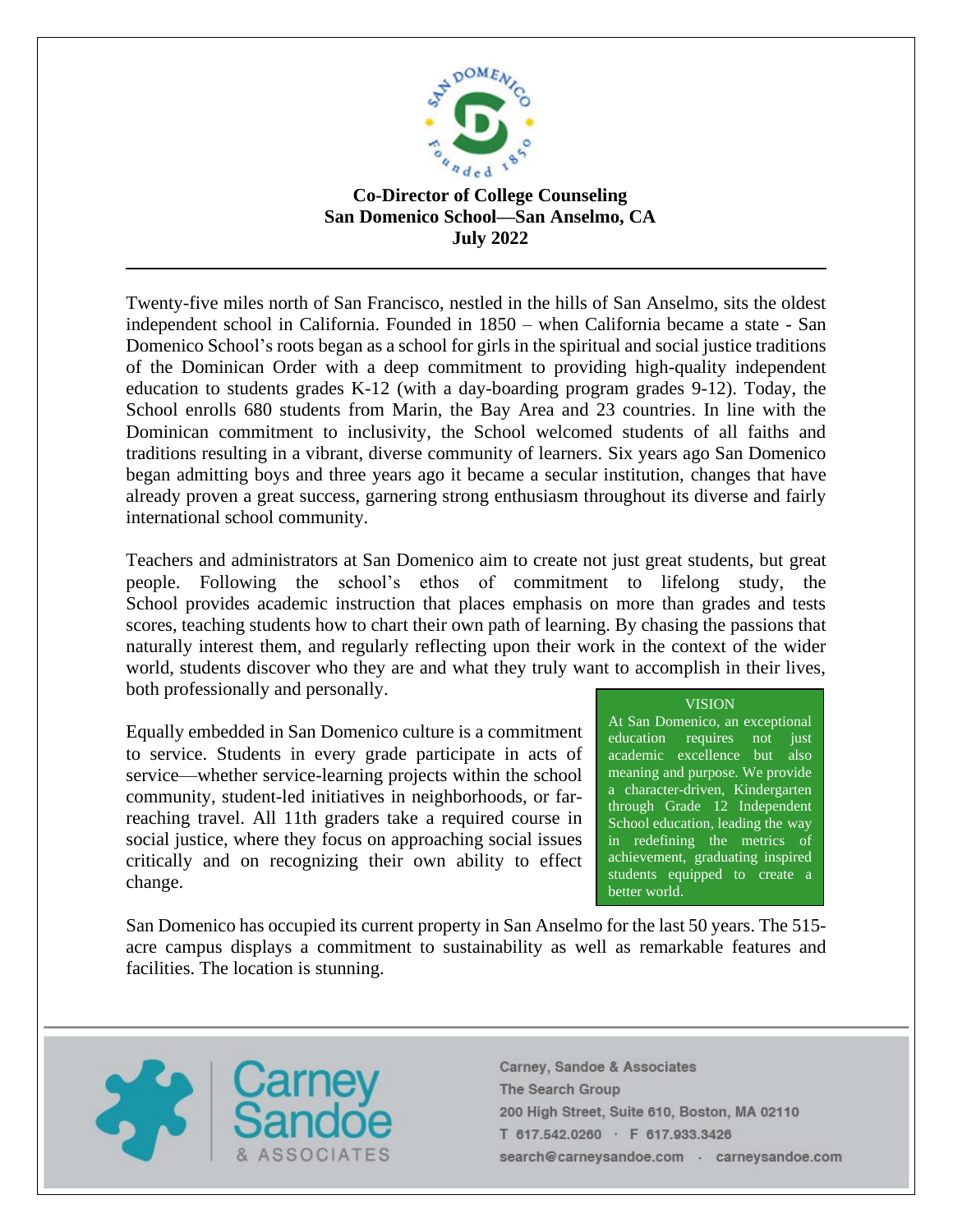**Co-Director of College Counseling**
**San Domenico School—San Anselmo, CA**
**July 2022**

---

Twenty-five miles north of San Francisco, nestled in the hills of San Anselmo, sits the oldest independent school in California. Founded in 1850 – when California became a state - San Domenico School's roots began as a school for girls in the spiritual and social justice traditions of the Dominican Order with a deep commitment to providing high-quality independent education to students grades K-12 (with a day-boarding program grades 9-12). Today, the School enrolls 680 students from Marin, the Bay Area and 23 countries. In line with the Dominican commitment to inclusivity, the School welcomed students of all faiths and traditions resulting in a vibrant, diverse community of learners. Six years ago San Domenico began admitting boys and three years ago it became a secular institution, changes that have already proven a great success, garnering strong enthusiasm throughout its diverse and fairly international school community.

Teachers and administrators at San Domenico aim to create not just great students, but great people. Following the school's ethos of commitment to lifelong study, the School provides academic instruction that places emphasis on more than grades and tests scores, teaching students how to chart their own path of learning. By chasing the passions that naturally interest them, and regularly reflecting upon their work in the context of the wider world, students discover who they are and what they truly want to accomplish in their lives, both professionally and personally.

Equally embedded in San Domenico culture is a commitment to service. Students in every grade participate in acts of service—whether service-learning projects within the school community, student-led initiatives in neighborhoods, or far-reaching travel. All 11th graders take a required course in social justice, where they focus on approaching social issues critically and on recognizing their own ability to effect change.

> VISION
>
> At San Domenico, an exceptional education requires not just academic excellence but also meaning and purpose. We provide a character-driven, Kindergarten through Grade 12 Independent School education, leading the way in redefining the metrics of achievement, graduating inspired students equipped to create a better world.

San Domenico has occupied its current property in San Anselmo for the last 50 years. The 515-acre campus displays a commitment to sustainability as well as remarkable features and facilities. The location is stunning.

Carney, Sandoe & Associates
The Search Group
200 High Street, Suite 610, Boston, MA 02110
T 617.542.0260 · F 617.933.3426
search@carneysandoe.com · carneysandoe.com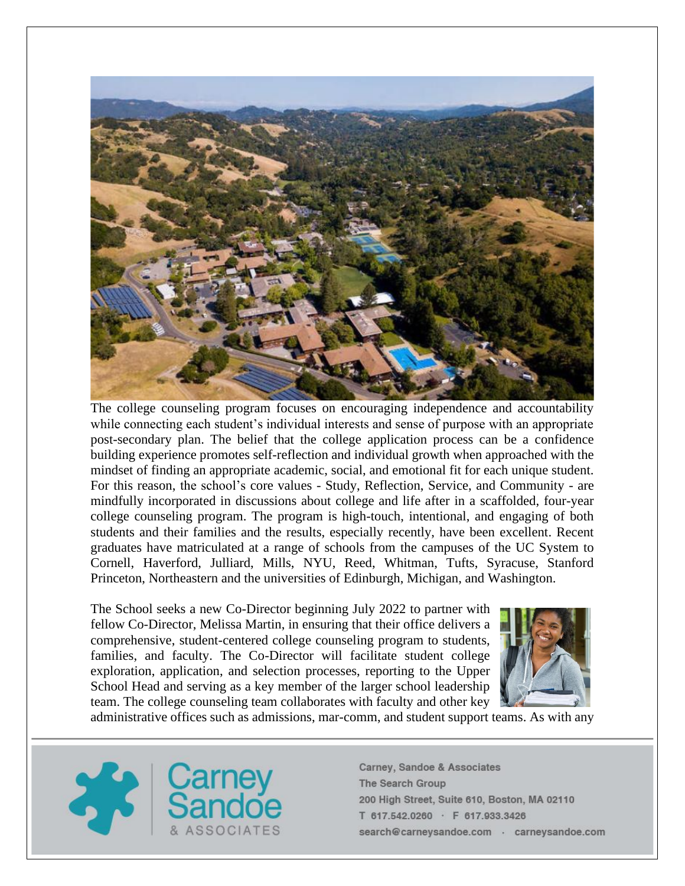The college counseling program focuses on encouraging independence and accountability while connecting each student's individual interests and sense of purpose with an appropriate post-secondary plan. The belief that the college application process can be a confidence building experience promotes self-reflection and individual growth when approached with the mindset of finding an appropriate academic, social, and emotional fit for each unique student. For this reason, the school's core values - Study, Reflection, Service, and Community - are mindfully incorporated in discussions about college and life after in a scaffolded, four-year college counseling program. The program is high-touch, intentional, and engaging of both students and their families and the results, especially recently, have been excellent. Recent graduates have matriculated at a range of schools from the campuses of the UC System to Cornell, Haverford, Julliard, Mills, NYU, Reed, Whitman, Tufts, Syracuse, Stanford Princeton, Northeastern and the universities of Edinburgh, Michigan, and Washington.

The School seeks a new Co-Director beginning July 2022 to partner with fellow Co-Director, Melissa Martin, in ensuring that their office delivers a comprehensive, student-centered college counseling program to students, families, and faculty. The Co-Director will facilitate student college exploration, application, and selection processes, reporting to the Upper School Head and serving as a key member of the larger school leadership team. The college counseling team collaborates with faculty and other key administrative offices such as admissions, mar-comm, and student support teams. As with any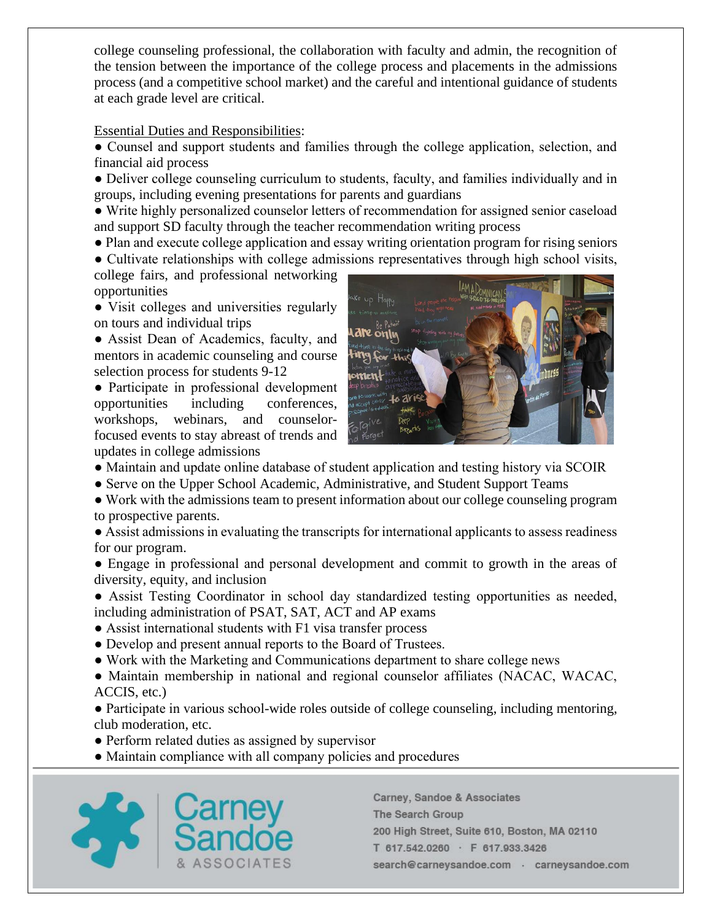college counseling professional, the collaboration with faculty and admin, the recognition of the tension between the importance of the college process and placements in the admissions process (and a competitive school market) and the careful and intentional guidance of students at each grade level are critical.

Essential Duties and Responsibilities:

- Counsel and support students and families through the college application, selection, and financial aid process
- Deliver college counseling curriculum to students, faculty, and families individually and in groups, including evening presentations for parents and guardians
- Write highly personalized counselor letters of recommendation for assigned senior caseload and support SD faculty through the teacher recommendation writing process
- Plan and execute college application and essay writing orientation program for rising seniors
- Cultivate relationships with college admissions representatives through high school visits, college fairs, and professional networking opportunities
- Visit colleges and universities regularly on tours and individual trips
- Assist Dean of Academics, faculty, and mentors in academic counseling and course selection process for students 9-12
- Participate in professional development opportunities including conferences, workshops, webinars, and counselor-focused events to stay abreast of trends and updates in college admissions
- Maintain and update online database of student application and testing history via SCOIR
- Serve on the Upper School Academic, Administrative, and Student Support Teams
- Work with the admissions team to present information about our college counseling program to prospective parents.
- Assist admissions in evaluating the transcripts for international applicants to assess readiness for our program.
- Engage in professional and personal development and commit to growth in the areas of diversity, equity, and inclusion
- Assist Testing Coordinator in school day standardized testing opportunities as needed, including administration of PSAT, SAT, ACT and AP exams
- Assist international students with F1 visa transfer process
- Develop and present annual reports to the Board of Trustees.
- Work with the Marketing and Communications department to share college news
- Maintain membership in national and regional counselor affiliates (NACAC, WACAC, ACCIS, etc.)
- Participate in various school-wide roles outside of college counseling, including mentoring, club moderation, etc.
- Perform related duties as assigned by supervisor
- Maintain compliance with all company policies and procedures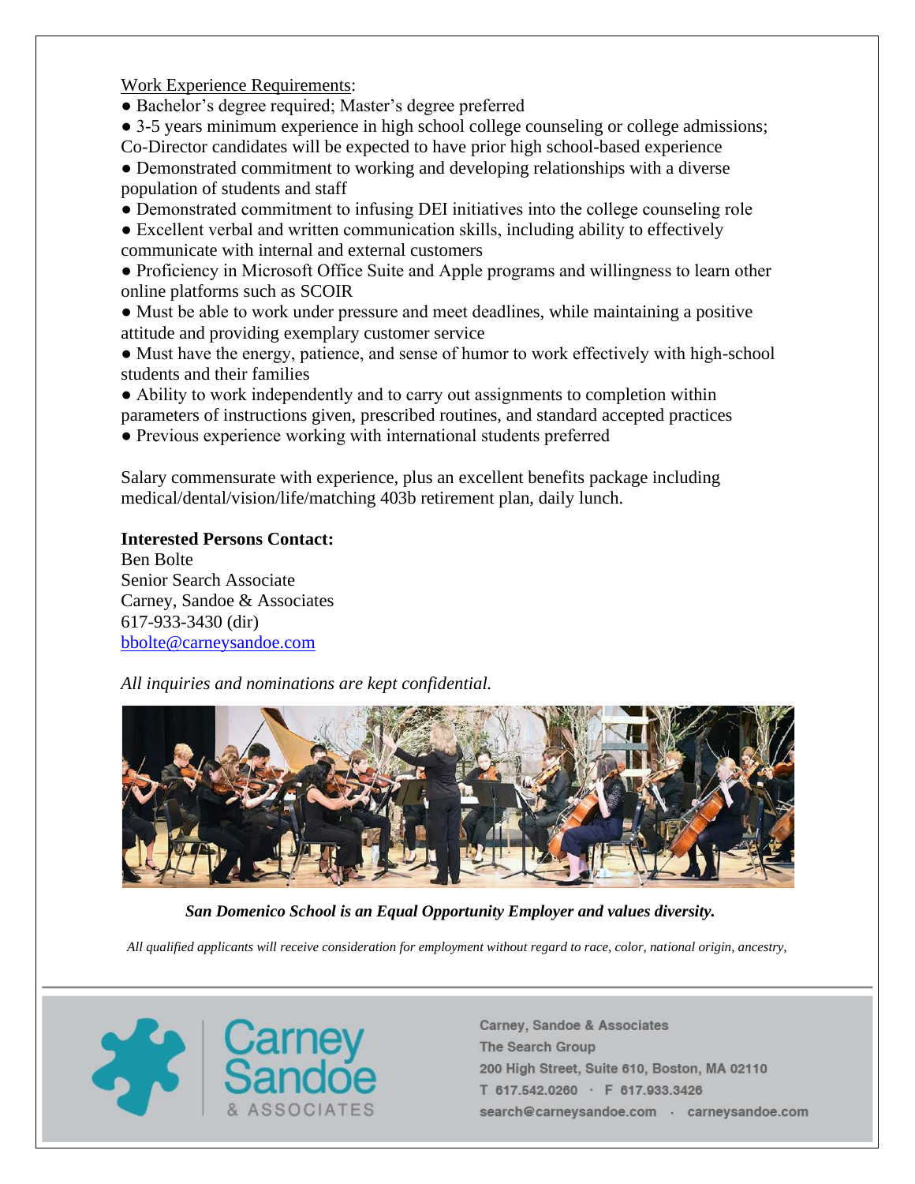Work Experience Requirements:

- Bachelor's degree required; Master's degree preferred
- 3-5 years minimum experience in high school college counseling or college admissions; Co-Director candidates will be expected to have prior high school-based experience
- Demonstrated commitment to working and developing relationships with a diverse population of students and staff
- Demonstrated commitment to infusing DEI initiatives into the college counseling role
- Excellent verbal and written communication skills, including ability to effectively communicate with internal and external customers
- Proficiency in Microsoft Office Suite and Apple programs and willingness to learn other online platforms such as SCOIR
- Must be able to work under pressure and meet deadlines, while maintaining a positive attitude and providing exemplary customer service
- Must have the energy, patience, and sense of humor to work effectively with high-school students and their families
- Ability to work independently and to carry out assignments to completion within parameters of instructions given, prescribed routines, and standard accepted practices
- Previous experience working with international students preferred

Salary commensurate with experience, plus an excellent benefits package including medical/dental/vision/life/matching 403b retirement plan, daily lunch.

**Interested Persons Contact:**
Ben Bolte
Senior Search Associate
Carney, Sandoe & Associates
617-933-3430 (dir)
bbolte@carneysandoe.com

*All inquiries and nominations are kept confidential.*

***San Domenico School is an Equal Opportunity Employer and values diversity.***

*All qualified applicants will receive consideration for employment without regard to race, color, national origin, ancestry,*

Carney, Sandoe & Associates
The Search Group
200 High Street, Suite 610, Boston, MA 02110
T 617.542.0260 · F 617.933.3426
search@carneysandoe.com · carneysandoe.com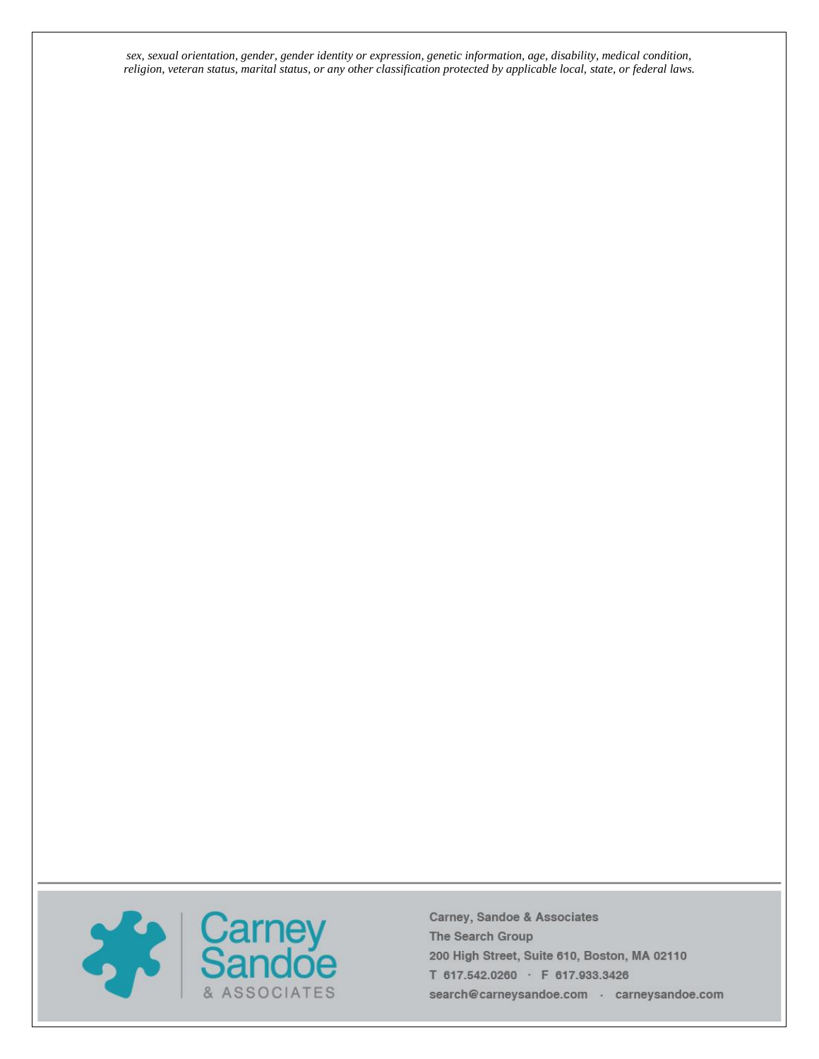*sex, sexual orientation, gender, gender identity or expression, genetic information, age, disability, medical condition, religion, veteran status, marital status, or any other classification protected by applicable local, state, or federal laws.*

Carney, Sandoe & Associates
The Search Group
200 High Street, Suite 610, Boston, MA 02110
T 617.542.0260 · F 617.933.3426
search@carneysandoe.com · carneysandoe.com